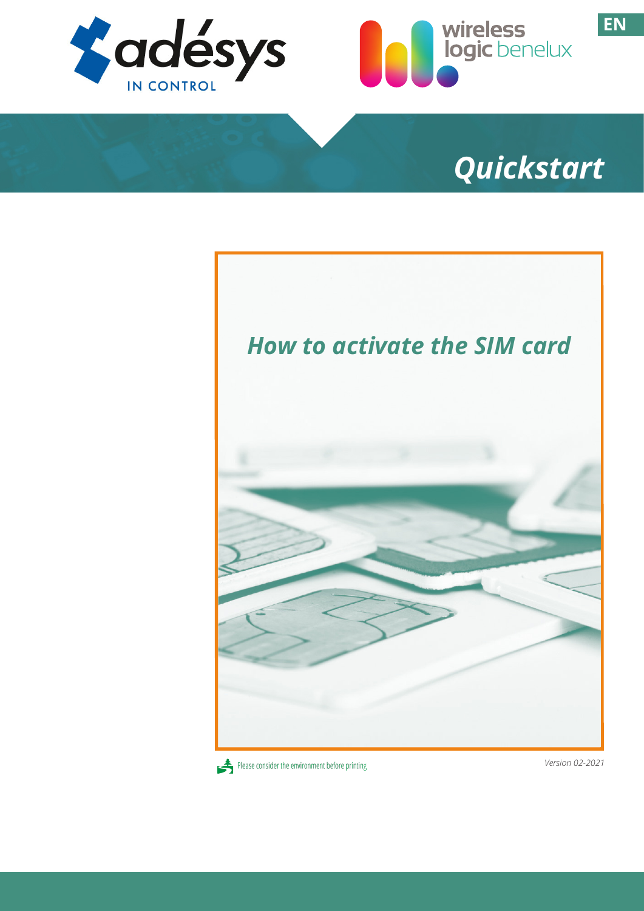EN

# Quickstart

## *How to activate the SIM card*

Please consider the environment before printing

*Version 02-2021*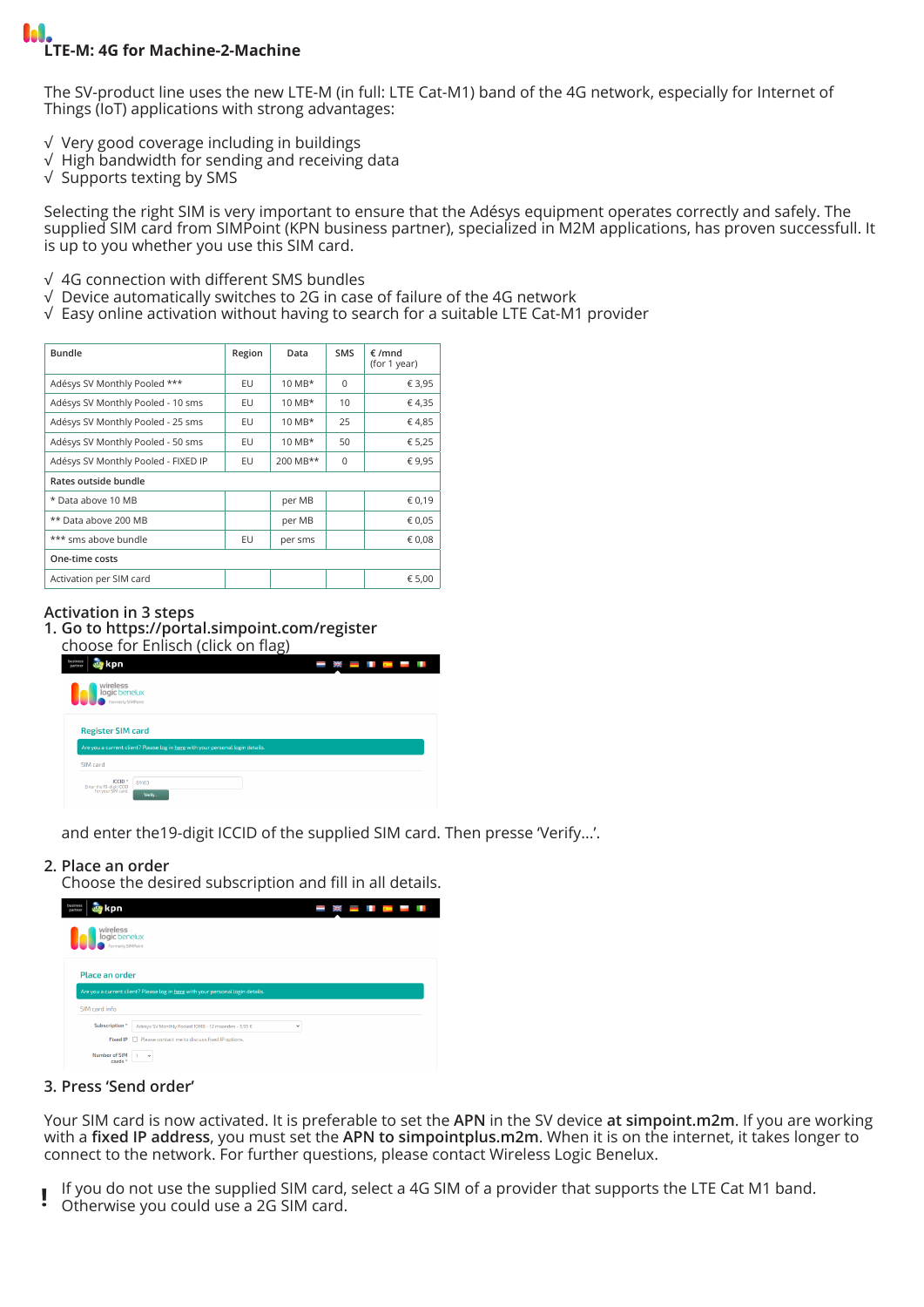## LTE-M: 4G for Machine-2-Machine

The SV-product line uses the new LTE-M (in full: LTE Cat-M1) band of the 4G network, especially for Internet of Things (IoT) applications with strong advantages:

√ Very good coverage including in buildings
√ High bandwidth for sending and receiving data
√ Supports texting by SMS

Selecting the right SIM is very important to ensure that the Adésys equipment operates correctly and safely. The supplied SIM card from SIMPoint (KPN business partner), specialized in M2M applications, has proven successfull. It is up to you whether you use this SIM card.

√ 4G connection with different SMS bundles
√ Device automatically switches to 2G in case of failure of the 4G network
√ Easy online activation without having to search for a suitable LTE Cat-M1 provider

| Bundle | Region | Data | SMS | € /mnd (for 1 year) |
|---|---|---|---|---|
| Adésys SV Monthly Pooled *** | EU | 10 MB* | 0 | € 3,95 |
| Adésys SV Monthly Pooled - 10 sms | EU | 10 MB* | 10 | € 4,35 |
| Adésys SV Monthly Pooled - 25 sms | EU | 10 MB* | 25 | € 4,85 |
| Adésys SV Monthly Pooled - 50 sms | EU | 10 MB* | 50 | € 5,25 |
| Adésys SV Monthly Pooled - FIXED IP | EU | 200 MB** | 0 | € 9,95 |
| **Rates outside bundle** | | | | |
| * Data above 10 MB | | per MB | | € 0,19 |
| ** Data above 200 MB | | per MB | | € 0,05 |
| *** sms above bundle | EU | per sms | | € 0,08 |
| **One-time costs** | | | | |
| Activation per SIM card | | | | € 5,00 |

### Activation in 3 steps

1. **Go to https://portal.simpoint.com/register**
   choose for Enlisch (click on flag)

   and enter the19-digit ICCID of the supplied SIM card. Then presse 'Verify...'.

2. **Place an order**
   Choose the desired subscription and fill in all details.

3. **Press 'Send order'**

Your SIM card is now activated. It is preferable to set the **APN** in the SV device **at simpoint.m2m**. If you are working with a **fixed IP address**, you must set the **APN to simpointplus.m2m**. When it is on the internet, it takes longer to connect to the network. For further questions, please contact Wireless Logic Benelux.

**!** If you do not use the supplied SIM card, select a 4G SIM of a provider that supports the LTE Cat M1 band. Otherwise you could use a 2G SIM card.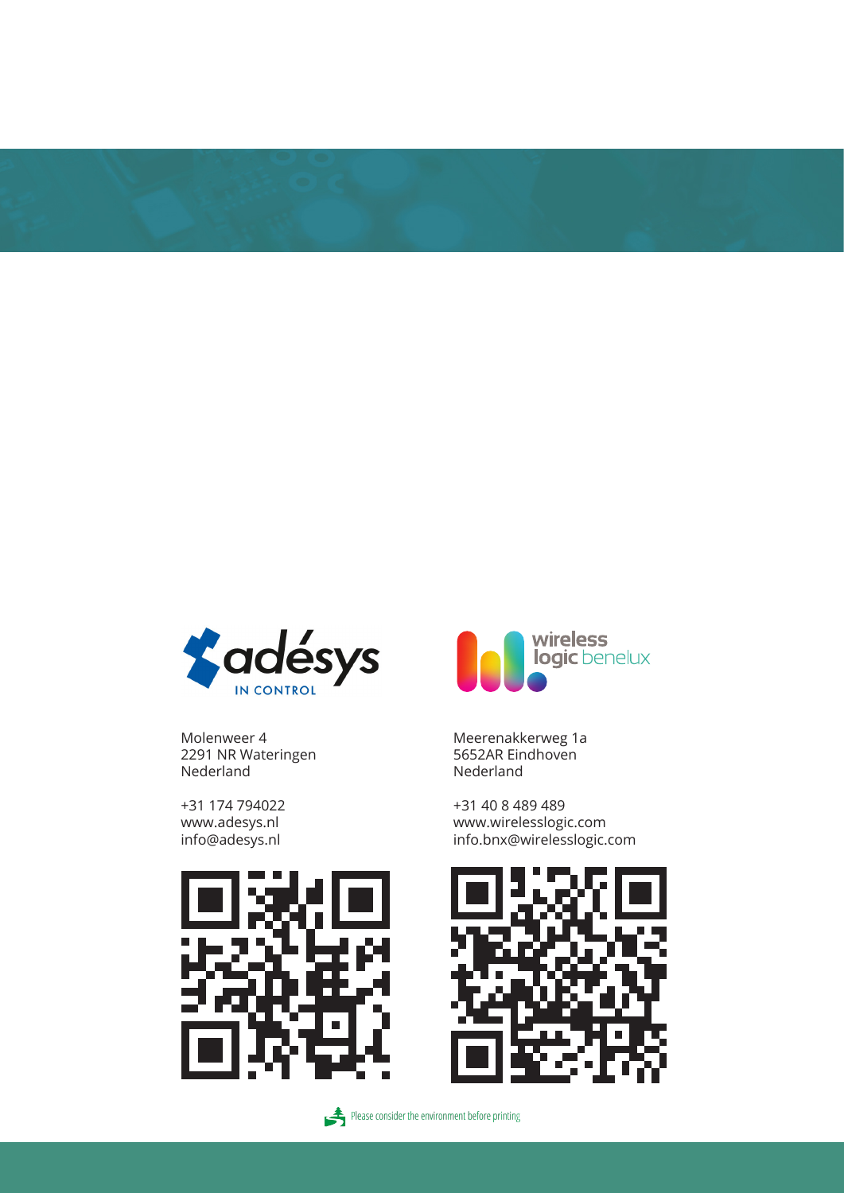adésys
IN CONTROL

Molenweer 4
2291 NR Wateringen
Nederland

+31 174 794022
www.adesys.nl
info@adesys.nl

wireless logic benelux

Meerenakkerweg 1a
5652AR Eindhoven
Nederland

+31 40 8 489 489
www.wirelesslogic.com
info.bnx@wirelesslogic.com

Please consider the environment before printing